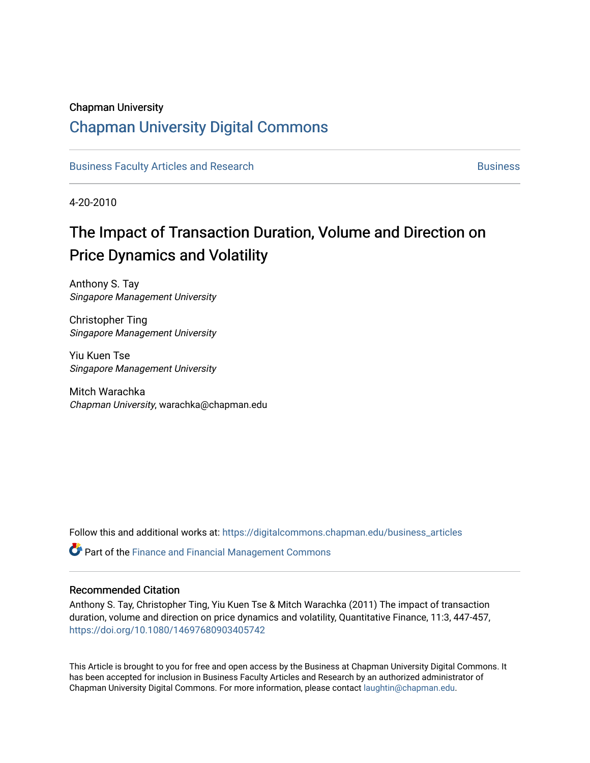Chapman University

# Chapman University Digital Commons

Business Faculty Articles and Research | Business

4-20-2010

# The Impact of Transaction Duration, Volume and Direction on Price Dynamics and Volatility

Anthony S. Tay
*Singapore Management University*

Christopher Ting
*Singapore Management University*

Yiu Kuen Tse
*Singapore Management University*

Mitch Warachka
*Chapman University*, warachka@chapman.edu

Follow this and additional works at: https://digitalcommons.chapman.edu/business_articles

Part of the Finance and Financial Management Commons

## Recommended Citation

Anthony S. Tay, Christopher Ting, Yiu Kuen Tse & Mitch Warachka (2011) The impact of transaction duration, volume and direction on price dynamics and volatility, Quantitative Finance, 11:3, 447-457, https://doi.org/10.1080/14697680903405742

This Article is brought to you for free and open access by the Business at Chapman University Digital Commons. It has been accepted for inclusion in Business Faculty Articles and Research by an authorized administrator of Chapman University Digital Commons. For more information, please contact laughtin@chapman.edu.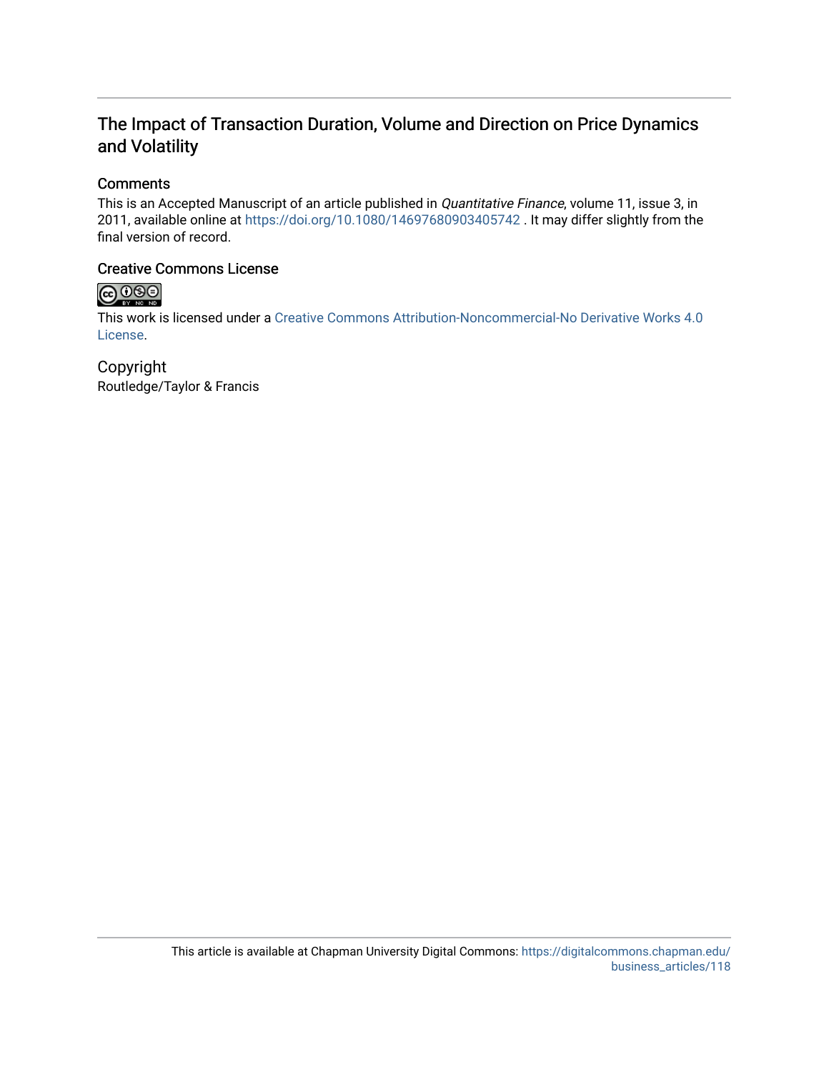# The Impact of Transaction Duration, Volume and Direction on Price Dynamics and Volatility

## Comments

This is an Accepted Manuscript of an article published in *Quantitative Finance*, volume 11, issue 3, in 2011, available online at https://doi.org/10.1080/14697680903405742 . It may differ slightly from the final version of record.

## Creative Commons License

This work is licensed under a Creative Commons Attribution-Noncommercial-No Derivative Works 4.0 License.

## Copyright

Routledge/Taylor & Francis

This article is available at Chapman University Digital Commons: https://digitalcommons.chapman.edu/business_articles/118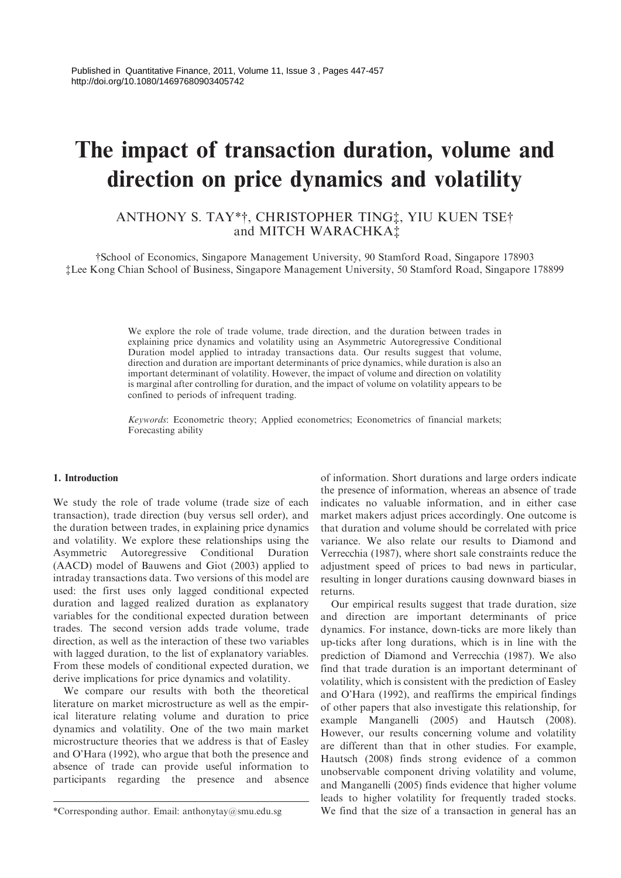Published in Quantitative Finance, 2011, Volume 11, Issue 3 , Pages 447-457
http://doi.org/10.1080/14697680903405742

# The impact of transaction duration, volume and direction on price dynamics and volatility

ANTHONY S. TAY*†, CHRISTOPHER TING‡, YIU KUEN TSE† and MITCH WARACHKA‡

†School of Economics, Singapore Management University, 90 Stamford Road, Singapore 178903
‡Lee Kong Chian School of Business, Singapore Management University, 50 Stamford Road, Singapore 178899

We explore the role of trade volume, trade direction, and the duration between trades in explaining price dynamics and volatility using an Asymmetric Autoregressive Conditional Duration model applied to intraday transactions data. Our results suggest that volume, direction and duration are important determinants of price dynamics, while duration is also an important determinant of volatility. However, the impact of volume and direction on volatility is marginal after controlling for duration, and the impact of volume on volatility appears to be confined to periods of infrequent trading.

*Keywords*: Econometric theory; Applied econometrics; Econometrics of financial markets; Forecasting ability

## 1. Introduction

We study the role of trade volume (trade size of each transaction), trade direction (buy versus sell order), and the duration between trades, in explaining price dynamics and volatility. We explore these relationships using the Asymmetric Autoregressive Conditional Duration (AACD) model of Bauwens and Giot (2003) applied to intraday transactions data. Two versions of this model are used: the first uses only lagged conditional expected duration and lagged realized duration as explanatory variables for the conditional expected duration between trades. The second version adds trade volume, trade direction, as well as the interaction of these two variables with lagged duration, to the list of explanatory variables. From these models of conditional expected duration, we derive implications for price dynamics and volatility.

We compare our results with both the theoretical literature on market microstructure as well as the empirical literature relating volume and duration to price dynamics and volatility. One of the two main market microstructure theories that we address is that of Easley and O'Hara (1992), who argue that both the presence and absence of trade can provide useful information to participants regarding the presence and absence of information. Short durations and large orders indicate the presence of information, whereas an absence of trade indicates no valuable information, and in either case market makers adjust prices accordingly. One outcome is that duration and volume should be correlated with price variance. We also relate our results to Diamond and Verrecchia (1987), where short sale constraints reduce the adjustment speed of prices to bad news in particular, resulting in longer durations causing downward biases in returns.

Our empirical results suggest that trade duration, size and direction are important determinants of price dynamics. For instance, down-ticks are more likely than up-ticks after long durations, which is in line with the prediction of Diamond and Verrecchia (1987). We also find that trade duration is an important determinant of volatility, which is consistent with the prediction of Easley and O'Hara (1992), and reaffirms the empirical findings of other papers that also investigate this relationship, for example Manganelli (2005) and Hautsch (2008). However, our results concerning volume and volatility are different than that in other studies. For example, Hautsch (2008) finds strong evidence of a common unobservable component driving volatility and volume, and Manganelli (2005) finds evidence that higher volume leads to higher volatility for frequently traded stocks. We find that the size of a transaction in general has an

*Corresponding author. Email: anthonytay@smu.edu.sg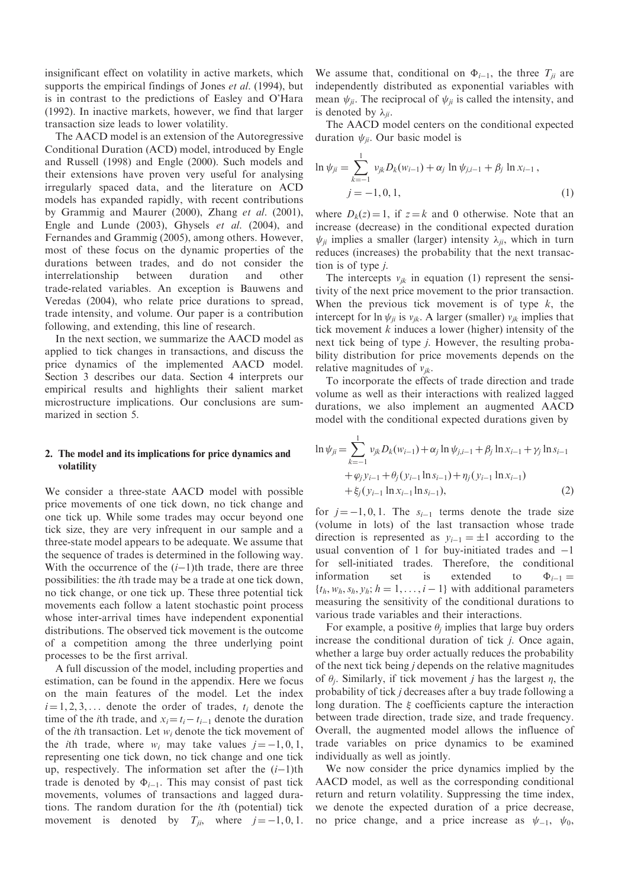insignificant effect on volatility in active markets, which supports the empirical findings of Jones *et al.* (1994), but is in contrast to the predictions of Easley and O'Hara (1992). In inactive markets, however, we find that larger transaction size leads to lower volatility.

The AACD model is an extension of the Autoregressive Conditional Duration (ACD) model, introduced by Engle and Russell (1998) and Engle (2000). Such models and their extensions have proven very useful for analysing irregularly spaced data, and the literature on ACD models has expanded rapidly, with recent contributions by Grammig and Maurer (2000), Zhang *et al.* (2001), Engle and Lunde (2003), Ghysels *et al.* (2004), and Fernandes and Grammig (2005), among others. However, most of these focus on the dynamic properties of the durations between trades, and do not consider the interrelationship between duration and other trade-related variables. An exception is Bauwens and Veredas (2004), who relate price durations to spread, trade intensity, and volume. Our paper is a contribution following, and extending, this line of research.

In the next section, we summarize the AACD model as applied to tick changes in transactions, and discuss the price dynamics of the implemented AACD model. Section 3 describes our data. Section 4 interprets our empirical results and highlights their salient market microstructure implications. Our conclusions are summarized in section 5.

## 2. The model and its implications for price dynamics and volatility

We consider a three-state AACD model with possible price movements of one tick down, no tick change and one tick up. While some trades may occur beyond one tick size, they are very infrequent in our sample and a three-state model appears to be adequate. We assume that the sequence of trades is determined in the following way. With the occurrence of the $(i-1)$th trade, there are three possibilities: the $i$th trade may be a trade at one tick down, no tick change, or one tick up. These three potential tick movements each follow a latent stochastic point process whose inter-arrival times have independent exponential distributions. The observed tick movement is the outcome of a competition among the three underlying point processes to be the first arrival.

A full discussion of the model, including properties and estimation, can be found in the appendix. Here we focus on the main features of the model. Let the index $i = 1, 2, 3, \ldots$ denote the order of trades, $t_i$ denote the time of the $i$th trade, and $x_i = t_i - t_{i-1}$ denote the duration of the $i$th transaction. Let $w_i$ denote the tick movement of the $i$th trade, where $w_i$ may take values $j = -1, 0, 1$, representing one tick down, no tick change and one tick up, respectively. The information set after the $(i-1)$th trade is denoted by $\Phi_{i-1}$. This may consist of past tick movements, volumes of transactions and lagged durations. The random duration for the $i$th (potential) tick movement is denoted by $T_{ji}$, where $j = -1, 0, 1$. We assume that, conditional on $\Phi_{i-1}$, the three $T_{ji}$ are independently distributed as exponential variables with mean $\psi_{ji}$. The reciprocal of $\psi_{ji}$ is called the intensity, and is denoted by $\lambda_{ji}$.

The AACD model centers on the conditional expected duration $\psi_{ji}$. Our basic model is

$$\ln \psi_{ji} = \sum_{k=-1}^{1} v_{jk} D_k(w_{i-1}) + \alpha_j \ln \psi_{j,i-1} + \beta_j \ln x_{i-1}, \quad j = -1, 0, 1, \tag{1}$$

where $D_k(z) = 1$, if $z = k$ and 0 otherwise. Note that an increase (decrease) in the conditional expected duration $\psi_{ji}$ implies a smaller (larger) intensity $\lambda_{ji}$, which in turn reduces (increases) the probability that the next transaction is of type $j$.

The intercepts $v_{jk}$ in equation (1) represent the sensitivity of the next price movement to the prior transaction. When the previous tick movement is of type $k$, the intercept for $\ln \psi_{ji}$ is $v_{jk}$. A larger (smaller) $v_{jk}$ implies that tick movement $k$ induces a lower (higher) intensity of the next tick being of type $j$. However, the resulting probability distribution for price movements depends on the relative magnitudes of $v_{jk}$.

To incorporate the effects of trade direction and trade volume as well as their interactions with realized lagged durations, we also implement an augmented AACD model with the conditional expected durations given by

$$\begin{aligned}\ln \psi_{ji} = {} & \sum_{k=-1}^{1} v_{jk} D_k(w_{i-1}) + \alpha_j \ln \psi_{j,i-1} + \beta_j \ln x_{i-1} + \gamma_j \ln s_{i-1} \\ & + \varphi_j y_{i-1} + \theta_j (y_{i-1} \ln s_{i-1}) + \eta_j (y_{i-1} \ln x_{i-1}) \\ & + \xi_j (y_{i-1} \ln x_{i-1} \ln s_{i-1}),\end{aligned} \tag{2}$$

for $j = -1, 0, 1$. The $s_{i-1}$ terms denote the trade size (volume in lots) of the last transaction whose trade direction is represented as $y_{i-1} = \pm 1$ according to the usual convention of 1 for buy-initiated trades and $-1$ for sell-initiated trades. Therefore, the conditional information set is extended to $\Phi_{i-1} = \{t_h, w_h, s_h, y_h;\ h = 1, \ldots, i-1\}$ with additional parameters measuring the sensitivity of the conditional durations to various trade variables and their interactions.

For example, a positive $\theta_j$ implies that large buy orders increase the conditional duration of tick $j$. Once again, whether a large buy order actually reduces the probability of the next tick being $j$ depends on the relative magnitudes of $\theta_j$. Similarly, if tick movement $j$ has the largest $\eta$, the probability of tick $j$ decreases after a buy trade following a long duration. The $\xi$ coefficients capture the interaction between trade direction, trade size, and trade frequency. Overall, the augmented model allows the influence of trade variables on price dynamics to be examined individually as well as jointly.

We now consider the price dynamics implied by the AACD model, as well as the corresponding conditional return and return volatility. Suppressing the time index, we denote the expected duration of a price decrease, no price change, and a price increase as $\psi_{-1}$, $\psi_0$,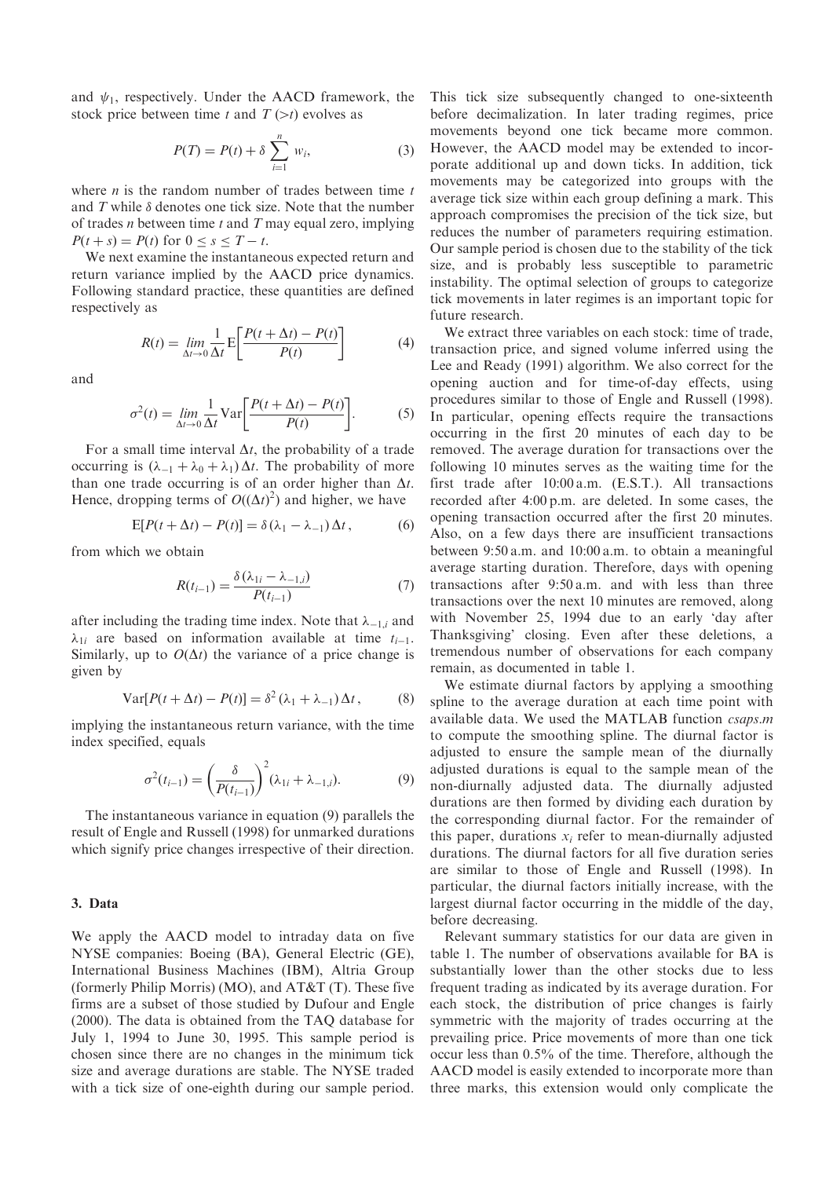and $\psi_1$, respectively. Under the AACD framework, the stock price between time $t$ and $T$ ($>t$) evolves as

$$P(T) = P(t) + \delta \sum_{i=1}^{n} w_i, \tag{3}$$

where $n$ is the random number of trades between time $t$ and $T$ while $\delta$ denotes one tick size. Note that the number of trades $n$ between time $t$ and $T$ may equal zero, implying $P(t+s) = P(t)$ for $0 \leq s \leq T-t$.

We next examine the instantaneous expected return and return variance implied by the AACD price dynamics. Following standard practice, these quantities are defined respectively as

$$R(t) = \lim_{\Delta t \to 0} \frac{1}{\Delta t} \mathrm{E}\left[\frac{P(t+\Delta t) - P(t)}{P(t)}\right] \tag{4}$$

and

$$\sigma^2(t) = \lim_{\Delta t \to 0} \frac{1}{\Delta t} \mathrm{Var}\left[\frac{P(t+\Delta t) - P(t)}{P(t)}\right]. \tag{5}$$

For a small time interval $\Delta t$, the probability of a trade occurring is $(\lambda_{-1} + \lambda_0 + \lambda_1)\Delta t$. The probability of more than one trade occurring is of an order higher than $\Delta t$. Hence, dropping terms of $O((\Delta t)^2)$ and higher, we have

$$\mathrm{E}[P(t+\Delta t) - P(t)] = \delta(\lambda_1 - \lambda_{-1})\Delta t, \tag{6}$$

from which we obtain

$$R(t_{i-1}) = \frac{\delta(\lambda_{1i} - \lambda_{-1,i})}{P(t_{i-1})} \tag{7}$$

after including the trading time index. Note that $\lambda_{-1,i}$ and $\lambda_{1i}$ are based on information available at time $t_{i-1}$. Similarly, up to $O(\Delta t)$ the variance of a price change is given by

$$\mathrm{Var}[P(t+\Delta t) - P(t)] = \delta^2(\lambda_1 + \lambda_{-1})\Delta t, \tag{8}$$

implying the instantaneous return variance, with the time index specified, equals

$$\sigma^2(t_{i-1}) = \left(\frac{\delta}{P(t_{i-1})}\right)^2 (\lambda_{1i} + \lambda_{-1,i}). \tag{9}$$

The instantaneous variance in equation (9) parallels the result of Engle and Russell (1998) for unmarked durations which signify price changes irrespective of their direction.

## 3. Data

We apply the AACD model to intraday data on five NYSE companies: Boeing (BA), General Electric (GE), International Business Machines (IBM), Altria Group (formerly Philip Morris) (MO), and AT&T (T). These five firms are a subset of those studied by Dufour and Engle (2000). The data is obtained from the TAQ database for July 1, 1994 to June 30, 1995. This sample period is chosen since there are no changes in the minimum tick size and average durations are stable. The NYSE traded with a tick size of one-eighth during our sample period. This tick size subsequently changed to one-sixteenth before decimalization. In later trading regimes, price movements beyond one tick became more common. However, the AACD model may be extended to incorporate additional up and down ticks. In addition, tick movements may be categorized into groups with the average tick size within each group defining a mark. This approach compromises the precision of the tick size, but reduces the number of parameters requiring estimation. Our sample period is chosen due to the stability of the tick size, and is probably less susceptible to parametric instability. The optimal selection of groups to categorize tick movements in later regimes is an important topic for future research.

We extract three variables on each stock: time of trade, transaction price, and signed volume inferred using the Lee and Ready (1991) algorithm. We also correct for the opening auction and for time-of-day effects, using procedures similar to those of Engle and Russell (1998). In particular, opening effects require the transactions occurring in the first 20 minutes of each day to be removed. The average duration for transactions over the following 10 minutes serves as the waiting time for the first trade after 10:00 a.m. (E.S.T.). All transactions recorded after 4:00 p.m. are deleted. In some cases, the opening transaction occurred after the first 20 minutes. Also, on a few days there are insufficient transactions between 9:50 a.m. and 10:00 a.m. to obtain a meaningful average starting duration. Therefore, days with opening transactions after 9:50 a.m. and with less than three transactions over the next 10 minutes are removed, along with November 25, 1994 due to an early 'day after Thanksgiving' closing. Even after these deletions, a tremendous number of observations for each company remain, as documented in table 1.

We estimate diurnal factors by applying a smoothing spline to the average duration at each time point with available data. We used the MATLAB function *csaps.m* to compute the smoothing spline. The diurnal factor is adjusted to ensure the sample mean of the diurnally adjusted durations is equal to the sample mean of the non-diurnally adjusted data. The diurnally adjusted durations are then formed by dividing each duration by the corresponding diurnal factor. For the remainder of this paper, durations $x_i$ refer to mean-diurnally adjusted durations. The diurnal factors for all five duration series are similar to those of Engle and Russell (1998). In particular, the diurnal factors initially increase, with the largest diurnal factor occurring in the middle of the day, before decreasing.

Relevant summary statistics for our data are given in table 1. The number of observations available for BA is substantially lower than the other stocks due to less frequent trading as indicated by its average duration. For each stock, the distribution of price changes is fairly symmetric with the majority of trades occurring at the prevailing price. Price movements of more than one tick occur less than 0.5% of the time. Therefore, although the AACD model is easily extended to incorporate more than three marks, this extension would only complicate the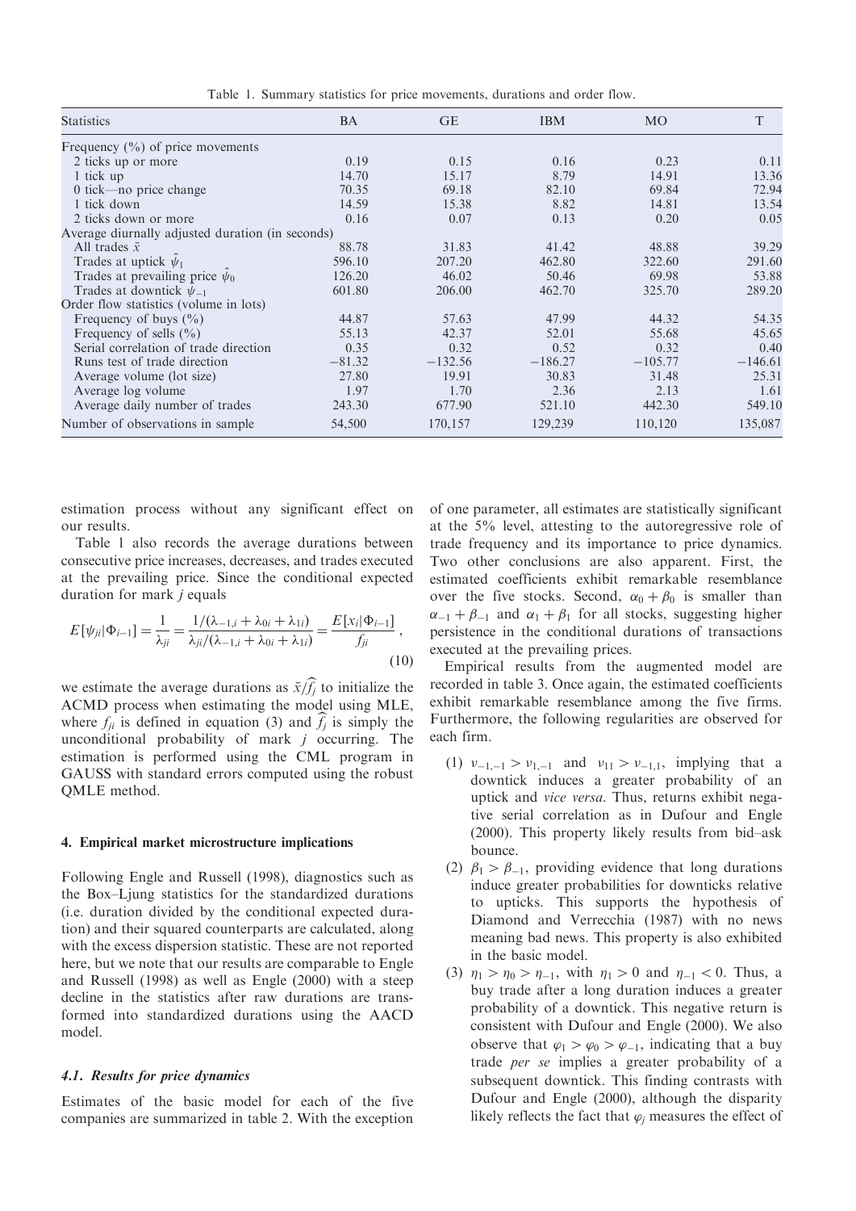Table 1. Summary statistics for price movements, durations and order flow.

| Statistics | BA | GE | IBM | MO | T |
|---|---|---|---|---|---|
| Frequency (%) of price movements | | | | | |
| 2 ticks up or more | 0.19 | 0.15 | 0.16 | 0.23 | 0.11 |
| 1 tick up | 14.70 | 15.17 | 8.79 | 14.91 | 13.36 |
| 0 tick—no price change | 70.35 | 69.18 | 82.10 | 69.84 | 72.94 |
| 1 tick down | 14.59 | 15.38 | 8.82 | 14.81 | 13.54 |
| 2 ticks down or more | 0.16 | 0.07 | 0.13 | 0.20 | 0.05 |
| Average diurnally adjusted duration (in seconds) | | | | | |
| All trades $\bar{x}$ | 88.78 | 31.83 | 41.42 | 48.88 | 39.29 |
| Trades at uptick $\hat{\psi}_1$ | 596.10 | 207.20 | 462.80 | 322.60 | 291.60 |
| Trades at prevailing price $\hat{\psi}_0$ | 126.20 | 46.02 | 50.46 | 69.98 | 53.88 |
| Trades at downtick $\hat{\psi}_{-1}$ | 601.80 | 206.00 | 462.70 | 325.70 | 289.20 |
| Order flow statistics (volume in lots) | | | | | |
| Frequency of buys (%) | 44.87 | 57.63 | 47.99 | 44.32 | 54.35 |
| Frequency of sells (%) | 55.13 | 42.37 | 52.01 | 55.68 | 45.65 |
| Serial correlation of trade direction | 0.35 | 0.32 | 0.52 | 0.32 | 0.40 |
| Runs test of trade direction | −81.32 | −132.56 | −186.27 | −105.77 | −146.61 |
| Average volume (lot size) | 27.80 | 19.91 | 30.83 | 31.48 | 25.31 |
| Average log volume | 1.97 | 1.70 | 2.36 | 2.13 | 1.61 |
| Average daily number of trades | 243.30 | 677.90 | 521.10 | 442.30 | 549.10 |
| Number of observations in sample | 54,500 | 170,157 | 129,239 | 110,120 | 135,087 |

estimation process without any significant effect on our results.

Table 1 also records the average durations between consecutive price increases, decreases, and trades executed at the prevailing price. Since the conditional expected duration for mark $j$ equals

$$E[\psi_{ji}|\Phi_{i-1}] = \frac{1}{\lambda_{ji}} = \frac{1/(\lambda_{-1,i} + \lambda_{0i} + \lambda_{1i})}{\lambda_{ji}/(\lambda_{-1,i} + \lambda_{0i} + \lambda_{1i})} = \frac{E[x_i|\Phi_{i-1}]}{f_{ji}}, \tag{10}$$

we estimate the average durations as $\bar{x}/\widehat{f}_j$ to initialize the ACMD process when estimating the model using MLE, where $f_{ji}$ is defined in equation (3) and $\widehat{f}_j$ is simply the unconditional probability of mark $j$ occurring. The estimation is performed using the CML program in GAUSS with standard errors computed using the robust QMLE method.

## 4. Empirical market microstructure implications

Following Engle and Russell (1998), diagnostics such as the Box–Ljung statistics for the standardized durations (i.e. duration divided by the conditional expected duration) and their squared counterparts are calculated, along with the excess dispersion statistic. These are not reported here, but we note that our results are comparable to Engle and Russell (1998) as well as Engle (2000) with a steep decline in the statistics after raw durations are transformed into standardized durations using the AACD model.

### 4.1. Results for price dynamics

Estimates of the basic model for each of the five companies are summarized in table 2. With the exception of one parameter, all estimates are statistically significant at the 5% level, attesting to the autoregressive role of trade frequency and its importance to price dynamics. Two other conclusions are also apparent. First, the estimated coefficients exhibit remarkable resemblance over the five stocks. Second, $\alpha_0 + \beta_0$ is smaller than $\alpha_{-1} + \beta_{-1}$ and $\alpha_1 + \beta_1$ for all stocks, suggesting higher persistence in the conditional durations of transactions executed at the prevailing prices.

Empirical results from the augmented model are recorded in table 3. Once again, the estimated coefficients exhibit remarkable resemblance among the five firms. Furthermore, the following regularities are observed for each firm.

1. $\nu_{-1,-1} > \nu_{1,-1}$ and $\nu_{11} > \nu_{-1,1}$, implying that a downtick induces a greater probability of an uptick and *vice versa*. Thus, returns exhibit negative serial correlation as in Dufour and Engle (2000). This property likely results from bid–ask bounce.
2. $\beta_1 > \beta_{-1}$, providing evidence that long durations induce greater probabilities for downticks relative to upticks. This supports the hypothesis of Diamond and Verrecchia (1987) with no news meaning bad news. This property is also exhibited in the basic model.
3. $\eta_1 > \eta_0 > \eta_{-1}$, with $\eta_1 > 0$ and $\eta_{-1} < 0$. Thus, a buy trade after a long duration induces a greater probability of a downtick. This negative return is consistent with Dufour and Engle (2000). We also observe that $\varphi_1 > \varphi_0 > \varphi_{-1}$, indicating that a buy trade *per se* implies a greater probability of a subsequent downtick. This finding contrasts with Dufour and Engle (2000), although the disparity likely reflects the fact that $\varphi_j$ measures the effect of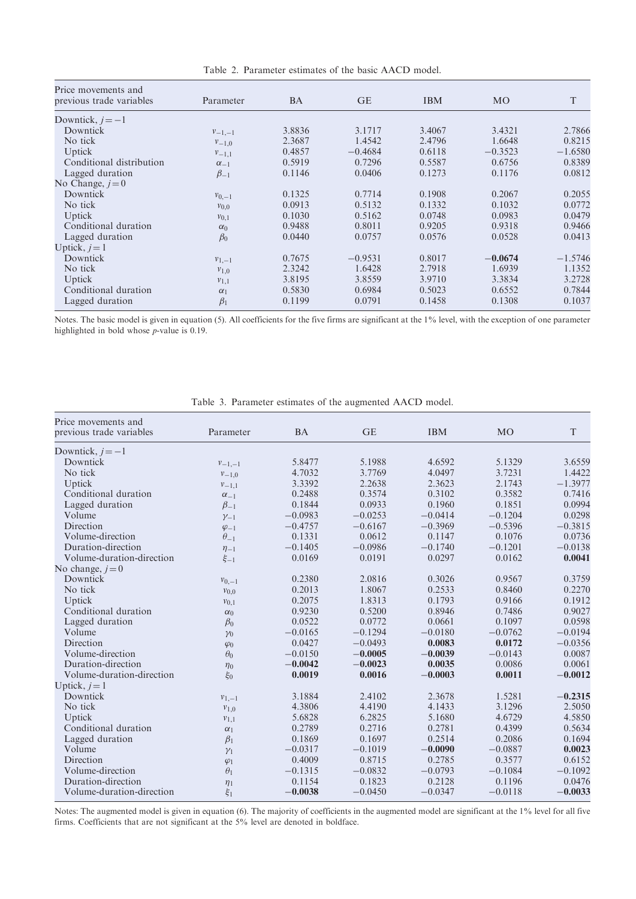Table 2. Parameter estimates of the basic AACD model.

| Price movements and previous trade variables | Parameter | BA | GE | IBM | MO | T |
|---|---|---|---|---|---|---|
| Downtick, $j=-1$ | | | | | | |
| Downtick | $v_{-1,-1}$ | 3.8836 | 3.1717 | 3.4067 | 3.4321 | 2.7866 |
| No tick | $v_{-1,0}$ | 2.3687 | 1.4542 | 2.4796 | 1.6648 | 0.8215 |
| Uptick | $v_{-1,1}$ | 0.4857 | −0.4684 | 0.6118 | −0.3523 | −1.6580 |
| Conditional distribution | $\alpha_{-1}$ | 0.5919 | 0.7296 | 0.5587 | 0.6756 | 0.8389 |
| Lagged duration | $\beta_{-1}$ | 0.1146 | 0.0406 | 0.1273 | 0.1176 | 0.0812 |
| No Change, $j=0$ | | | | | | |
| Downtick | $v_{0,-1}$ | 0.1325 | 0.7714 | 0.1908 | 0.2067 | 0.2055 |
| No tick | $v_{0,0}$ | 0.0913 | 0.5132 | 0.1332 | 0.1032 | 0.0772 |
| Uptick | $v_{0,1}$ | 0.1030 | 0.5162 | 0.0748 | 0.0983 | 0.0479 |
| Conditional duration | $\alpha_0$ | 0.9488 | 0.8011 | 0.9205 | 0.9318 | 0.9466 |
| Lagged duration | $\beta_0$ | 0.0440 | 0.0757 | 0.0576 | 0.0528 | 0.0413 |
| Uptick, $j=1$ | | | | | | |
| Downtick | $v_{1,-1}$ | 0.7675 | −0.9531 | 0.8017 | **−0.0674** | −1.5746 |
| No tick | $v_{1,0}$ | 2.3242 | 1.6428 | 2.7918 | 1.6939 | 1.1352 |
| Uptick | $v_{1,1}$ | 3.8195 | 3.8559 | 3.9710 | 3.3834 | 3.2728 |
| Conditional duration | $\alpha_1$ | 0.5830 | 0.6984 | 0.5023 | 0.6552 | 0.7844 |
| Lagged duration | $\beta_1$ | 0.1199 | 0.0791 | 0.1458 | 0.1308 | 0.1037 |

Notes. The basic model is given in equation (5). All coefficients for the five firms are significant at the 1% level, with the exception of one parameter highlighted in bold whose $p$-value is 0.19.

Table 3. Parameter estimates of the augmented AACD model.

| Price movements and previous trade variables | Parameter | BA | GE | IBM | MO | T |
|---|---|---|---|---|---|---|
| Downtick, $j=-1$ | | | | | | |
| Downtick | $v_{-1,-1}$ | 5.8477 | 5.1988 | 4.6592 | 5.1329 | 3.6559 |
| No tick | $v_{-1,0}$ | 4.7032 | 3.7769 | 4.0497 | 3.7231 | 1.4422 |
| Uptick | $v_{-1,1}$ | 3.3392 | 2.2638 | 2.3623 | 2.1743 | −1.3977 |
| Conditional duration | $\alpha_{-1}$ | 0.2488 | 0.3574 | 0.3102 | 0.3582 | 0.7416 |
| Lagged duration | $\beta_{-1}$ | 0.1844 | 0.0933 | 0.1960 | 0.1851 | 0.0994 |
| Volume | $\gamma_{-1}$ | −0.0983 | −0.0253 | −0.0414 | −0.1204 | 0.0298 |
| Direction | $\varphi_{-1}$ | −0.4757 | −0.6167 | −0.3969 | −0.5396 | −0.3815 |
| Volume-direction | $\theta_{-1}$ | 0.1331 | 0.0612 | 0.1147 | 0.1076 | 0.0736 |
| Duration-direction | $\eta_{-1}$ | −0.1405 | −0.0986 | −0.1740 | −0.1201 | −0.0138 |
| Volume-duration-direction | $\xi_{-1}$ | 0.0169 | 0.0191 | 0.0297 | 0.0162 | **0.0041** |
| No change, $j=0$ | | | | | | |
| Downtick | $v_{0,-1}$ | 0.2380 | 2.0816 | 0.3026 | 0.9567 | 0.3759 |
| No tick | $v_{0,0}$ | 0.2013 | 1.8067 | 0.2533 | 0.8460 | 0.2270 |
| Uptick | $v_{0,1}$ | 0.2075 | 1.8313 | 0.1793 | 0.9166 | 0.1912 |
| Conditional duration | $\alpha_0$ | 0.9230 | 0.5200 | 0.8946 | 0.7486 | 0.9027 |
| Lagged duration | $\beta_0$ | 0.0522 | 0.0772 | 0.0661 | 0.1097 | 0.0598 |
| Volume | $\gamma_0$ | −0.0165 | −0.1294 | −0.0180 | −0.0762 | −0.0194 |
| Direction | $\varphi_0$ | 0.0427 | −0.0493 | **0.0083** | **0.0172** | −0.0356 |
| Volume-direction | $\theta_0$ | −0.0150 | **−0.0005** | **−0.0039** | −0.0143 | 0.0087 |
| Duration-direction | $\eta_0$ | **−0.0042** | **−0.0023** | **0.0035** | 0.0086 | 0.0061 |
| Volume-duration-direction | $\xi_0$ | **0.0019** | **0.0016** | **−0.0003** | **0.0011** | **−0.0012** |
| Uptick, $j=1$ | | | | | | |
| Downtick | $v_{1,-1}$ | 3.1884 | 2.4102 | 2.3678 | 1.5281 | **−0.2315** |
| No tick | $v_{1,0}$ | 4.3806 | 4.4190 | 4.1433 | 3.1296 | 2.5050 |
| Uptick | $v_{1,1}$ | 5.6828 | 6.2825 | 5.1680 | 4.6729 | 4.5850 |
| Conditional duration | $\alpha_1$ | 0.2789 | 0.2716 | 0.2781 | 0.4399 | 0.5634 |
| Lagged duration | $\beta_1$ | 0.1869 | 0.1697 | 0.2514 | 0.2086 | 0.1694 |
| Volume | $\gamma_1$ | −0.0317 | −0.1019 | **−0.0090** | −0.0887 | **0.0023** |
| Direction | $\varphi_1$ | 0.4009 | 0.8715 | 0.2785 | 0.3577 | 0.6152 |
| Volume-direction | $\theta_1$ | −0.1315 | −0.0832 | −0.0793 | −0.1084 | −0.1092 |
| Duration-direction | $\eta_1$ | 0.1154 | 0.1823 | 0.2128 | 0.1196 | 0.0476 |
| Volume-duration-direction | $\xi_1$ | **−0.0038** | −0.0450 | −0.0347 | −0.0118 | **−0.0033** |

Notes: The augmented model is given in equation (6). The majority of coefficients in the augmented model are significant at the 1% level for all five firms. Coefficients that are not significant at the 5% level are denoted in boldface.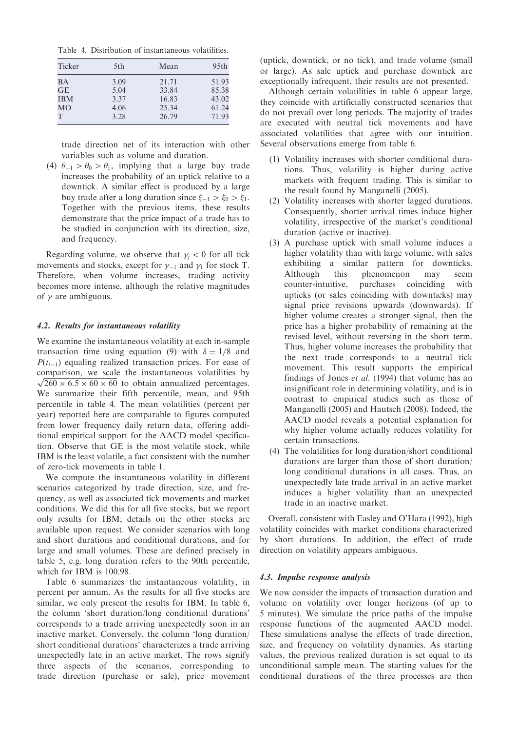Table 4. Distribution of instantaneous volatilities.

| Ticker | 5th | Mean | 95th |
|---|---|---|---|
| BA | 3.09 | 21.71 | 51.93 |
| GE | 5.04 | 33.84 | 85.38 |
| IBM | 3.37 | 16.83 | 43.02 |
| MO | 4.06 | 25.34 | 61.24 |
| T | 3.28 | 26.79 | 71.93 |

trade direction net of its interaction with other variables such as volume and duration.

(4) $\theta_{-1} > \theta_0 > \theta_1$, implying that a large buy trade increases the probability of an uptick relative to a downtick. A similar effect is produced by a large buy trade after a long duration since $\xi_{-1} > \xi_0 > \xi_1$. Together with the previous items, these results demonstrate that the price impact of a trade has to be studied in conjunction with its direction, size, and frequency.

Regarding volume, we observe that $\gamma_j < 0$ for all tick movements and stocks, except for $\gamma_{-1}$ and $\gamma_1$ for stock T. Therefore, when volume increases, trading activity becomes more intense, although the relative magnitudes of $\gamma$ are ambiguous.

### 4.2. Results for instantaneous volatility

We examine the instantaneous volatility at each in-sample transaction time using equation (9) with $\delta = 1/8$ and $P(t_{i-1})$ equaling realized transaction prices. For ease of comparison, we scale the instantaneous volatilities by $\sqrt{260 \times 6.5 \times 60 \times 60}$ to obtain annualized percentages. We summarize their fifth percentile, mean, and 95th percentile in table 4. The mean volatilities (percent per year) reported here are comparable to figures computed from lower frequency daily return data, offering additional empirical support for the AACD model specification. Observe that GE is the most volatile stock, while IBM is the least volatile, a fact consistent with the number of zero-tick movements in table 1.

We compute the instantaneous volatility in different scenarios categorized by trade direction, size, and frequency, as well as associated tick movements and market conditions. We did this for all five stocks, but we report only results for IBM; details on the other stocks are available upon request. We consider scenarios with long and short durations and conditional durations, and for large and small volumes. These are defined precisely in table 5, e.g. long duration refers to the 90th percentile, which for IBM is 100.98.

Table 6 summarizes the instantaneous volatility, in percent per annum. As the results for all five stocks are similar, we only present the results for IBM. In table 6, the column 'short duration/long conditional durations' corresponds to a trade arriving unexpectedly soon in an inactive market. Conversely, the column 'long duration/short conditional durations' characterizes a trade arriving unexpectedly late in an active market. The rows signify three aspects of the scenarios, corresponding to trade direction (purchase or sale), price movement (uptick, downtick, or no tick), and trade volume (small or large). As sale uptick and purchase downtick are exceptionally infrequent, their results are not presented.

Although certain volatilities in table 6 appear large, they coincide with artificially constructed scenarios that do not prevail over long periods. The majority of trades are executed with neutral tick movements and have associated volatilities that agree with our intuition. Several observations emerge from table 6.

(1) Volatility increases with shorter conditional durations. Thus, volatility is higher during active markets with frequent trading. This is similar to the result found by Manganelli (2005).
(2) Volatility increases with shorter lagged durations. Consequently, shorter arrival times induce higher volatility, irrespective of the market's conditional duration (active or inactive).
(3) A purchase uptick with small volume induces a higher volatility than with large volume, with sales exhibiting a similar pattern for downticks. Although this phenomenon may seem counter-intuitive, purchases coinciding with upticks (or sales coinciding with downticks) may signal price revisions upwards (downwards). If higher volume creates a stronger signal, then the price has a higher probability of remaining at the revised level, without reversing in the short term. Thus, higher volume increases the probability that the next trade corresponds to a neutral tick movement. This result supports the empirical findings of Jones *et al.* (1994) that volume has an insignificant role in determining volatility, and is in contrast to empirical studies such as those of Manganelli (2005) and Hautsch (2008). Indeed, the AACD model reveals a potential explanation for why higher volume actually reduces volatility for certain transactions.
(4) The volatilities for long duration/short conditional durations are larger than those of short duration/long conditional durations in all cases. Thus, an unexpectedly late trade arrival in an active market induces a higher volatility than an unexpected trade in an inactive market.

Overall, consistent with Easley and O'Hara (1992), high volatility coincides with market conditions characterized by short durations. In addition, the effect of trade direction on volatility appears ambiguous.

### 4.3. Impulse response analysis

We now consider the impacts of transaction duration and volume on volatility over longer horizons (of up to 5 minutes). We simulate the price paths of the impulse response functions of the augmented AACD model. These simulations analyse the effects of trade direction, size, and frequency on volatility dynamics. As starting values, the previous realized duration is set equal to its unconditional sample mean. The starting values for the conditional durations of the three processes are then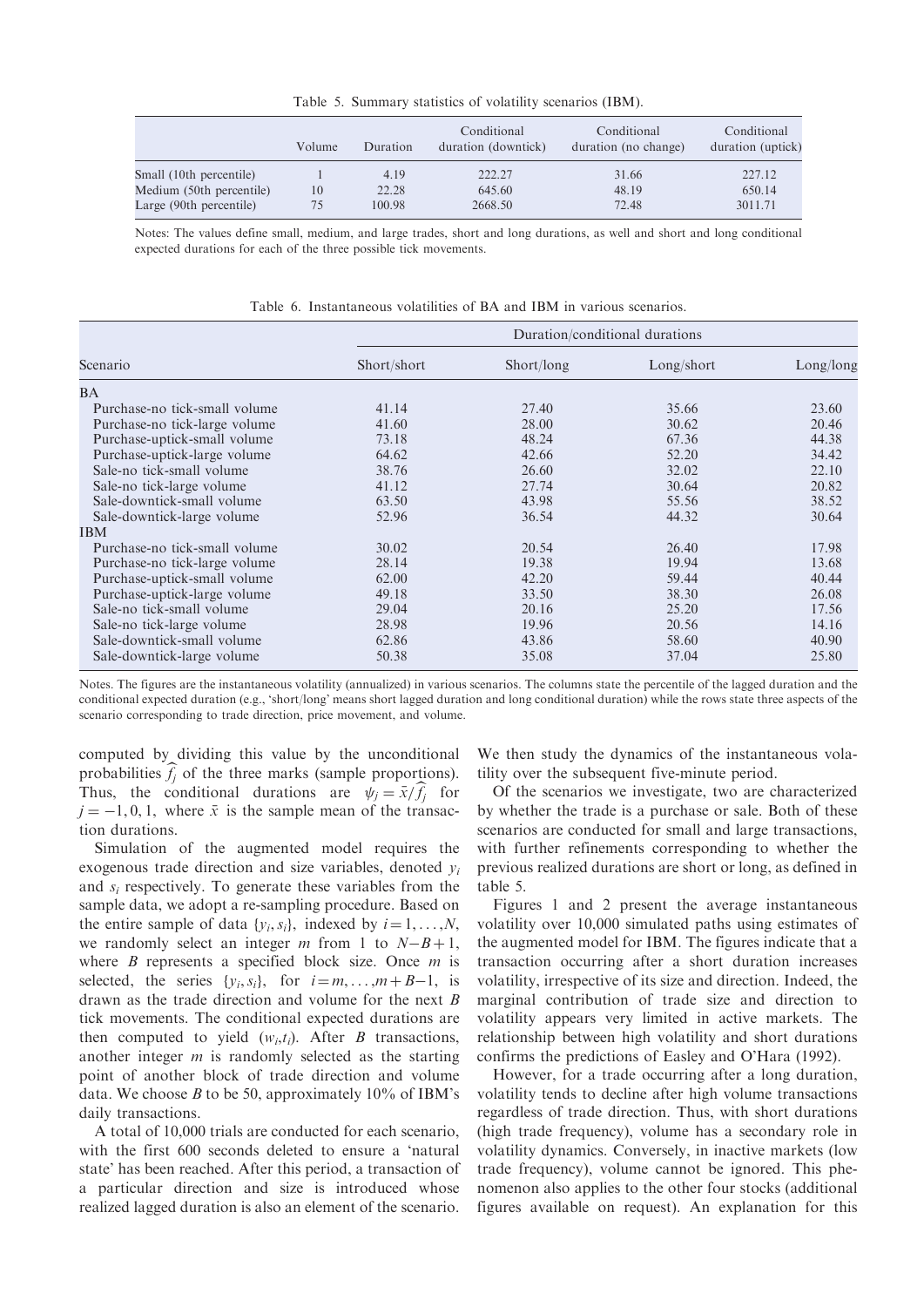Table 5. Summary statistics of volatility scenarios (IBM).

| | Volume | Duration | Conditional duration (downtick) | Conditional duration (no change) | Conditional duration (uptick) |
|---|---|---|---|---|---|
| Small (10th percentile) | 1 | 4.19 | 222.27 | 31.66 | 227.12 |
| Medium (50th percentile) | 10 | 22.28 | 645.60 | 48.19 | 650.14 |
| Large (90th percentile) | 75 | 100.98 | 2668.50 | 72.48 | 3011.71 |

Notes: The values define small, medium, and large trades, short and long durations, as well and short and long conditional expected durations for each of the three possible tick movements.

Table 6. Instantaneous volatilities of BA and IBM in various scenarios.

| | Duration/conditional durations | | | |
|---|---|---|---|---|
| Scenario | Short/short | Short/long | Long/short | Long/long |
| BA | | | | |
| Purchase-no tick-small volume | 41.14 | 27.40 | 35.66 | 23.60 |
| Purchase-no tick-large volume | 41.60 | 28.00 | 30.62 | 20.46 |
| Purchase-uptick-small volume | 73.18 | 48.24 | 67.36 | 44.38 |
| Purchase-uptick-large volume | 64.62 | 42.66 | 52.20 | 34.42 |
| Sale-no tick-small volume | 38.76 | 26.60 | 32.02 | 22.10 |
| Sale-no tick-large volume | 41.12 | 27.74 | 30.64 | 20.82 |
| Sale-downtick-small volume | 63.50 | 43.98 | 55.56 | 38.52 |
| Sale-downtick-large volume | 52.96 | 36.54 | 44.32 | 30.64 |
| IBM | | | | |
| Purchase-no tick-small volume | 30.02 | 20.54 | 26.40 | 17.98 |
| Purchase-no tick-large volume | 28.14 | 19.38 | 19.94 | 13.68 |
| Purchase-uptick-small volume | 62.00 | 42.20 | 59.44 | 40.44 |
| Purchase-uptick-large volume | 49.18 | 33.50 | 38.30 | 26.08 |
| Sale-no tick-small volume | 29.04 | 20.16 | 25.20 | 17.56 |
| Sale-no tick-large volume | 28.98 | 19.96 | 20.56 | 14.16 |
| Sale-downtick-small volume | 62.86 | 43.86 | 58.60 | 40.90 |
| Sale-downtick-large volume | 50.38 | 35.08 | 37.04 | 25.80 |

Notes. The figures are the instantaneous volatility (annualized) in various scenarios. The columns state the percentile of the lagged duration and the conditional expected duration (e.g., 'short/long' means short lagged duration and long conditional duration) while the rows state three aspects of the scenario corresponding to trade direction, price movement, and volume.

computed by dividing this value by the unconditional probabilities $\widehat{f}_j$ of the three marks (sample proportions). Thus, the conditional durations are $\psi_j = \bar{x}/\widehat{f}_j$ for $j = -1, 0, 1$, where $\bar{x}$ is the sample mean of the transaction durations.

Simulation of the augmented model requires the exogenous trade direction and size variables, denoted $y_i$ and $s_i$ respectively. To generate these variables from the sample data, we adopt a re-sampling procedure. Based on the entire sample of data $\{y_i, s_i\}$, indexed by $i = 1, \ldots, N$, we randomly select an integer $m$ from 1 to $N-B+1$, where $B$ represents a specified block size. Once $m$ is selected, the series $\{y_i, s_i\}$, for $i = m, \ldots, m+B-1$, is drawn as the trade direction and volume for the next $B$ tick movements. The conditional expected durations are then computed to yield $(w_i, t_i)$. After $B$ transactions, another integer $m$ is randomly selected as the starting point of another block of trade direction and volume data. We choose $B$ to be 50, approximately 10% of IBM's daily transactions.

A total of 10,000 trials are conducted for each scenario, with the first 600 seconds deleted to ensure a 'natural state' has been reached. After this period, a transaction of a particular direction and size is introduced whose realized lagged duration is also an element of the scenario. We then study the dynamics of the instantaneous volatility over the subsequent five-minute period.

Of the scenarios we investigate, two are characterized by whether the trade is a purchase or sale. Both of these scenarios are conducted for small and large transactions, with further refinements corresponding to whether the previous realized durations are short or long, as defined in table 5.

Figures 1 and 2 present the average instantaneous volatility over 10,000 simulated paths using estimates of the augmented model for IBM. The figures indicate that a transaction occurring after a short duration increases volatility, irrespective of its size and direction. Indeed, the marginal contribution of trade size and direction to volatility appears very limited in active markets. The relationship between high volatility and short durations confirms the predictions of Easley and O'Hara (1992).

However, for a trade occurring after a long duration, volatility tends to decline after high volume transactions regardless of trade direction. Thus, with short durations (high trade frequency), volume has a secondary role in volatility dynamics. Conversely, in inactive markets (low trade frequency), volume cannot be ignored. This phenomenon also applies to the other four stocks (additional figures available on request). An explanation for this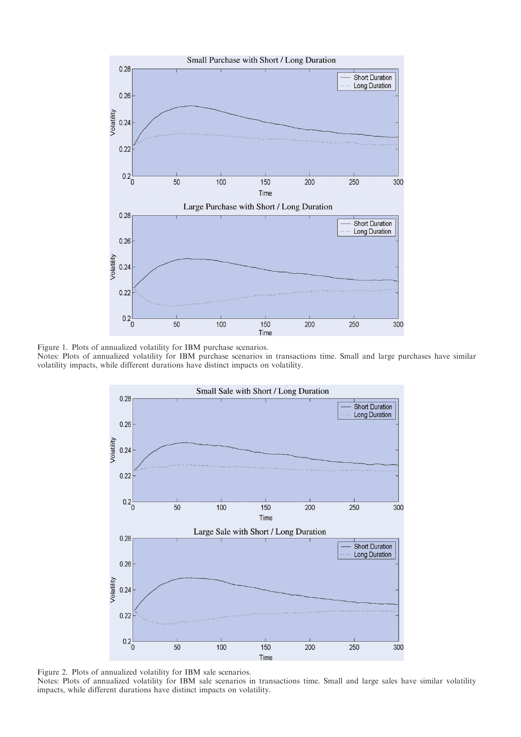Small Purchase with Short / Long Duration

Volatility

0.28
0.26
0.24
0.22
0.2

0 50 100 150 200 250 300

Time

Short Duration
Long Duration

Large Purchase with Short / Long Duration

Volatility

0.28
0.26
0.24
0.22
0.2

0 50 100 150 200 250 300

Time

Short Duration
Long Duration

Figure 1. Plots of annualized volatility for IBM purchase scenarios.
Notes: Plots of annualized volatility for IBM purchase scenarios in transactions time. Small and large purchases have similar volatility impacts, while different durations have distinct impacts on volatility.

Small Sale with Short / Long Duration

Volatility

0.28
0.26
0.24
0.22
0.2

0 50 100 150 200 250 300

Time

Short Duration
Long Duration

Large Sale with Short / Long Duration

Volatility

0.28
0.26
0.24
0.22
0.2

0 50 100 150 200 250 300

Time

Short Duration
Long Duration

Figure 2. Plots of annualized volatility for IBM sale scenarios.
Notes: Plots of annualized volatility for IBM sale scenarios in transactions time. Small and large sales have similar volatility impacts, while different durations have distinct impacts on volatility.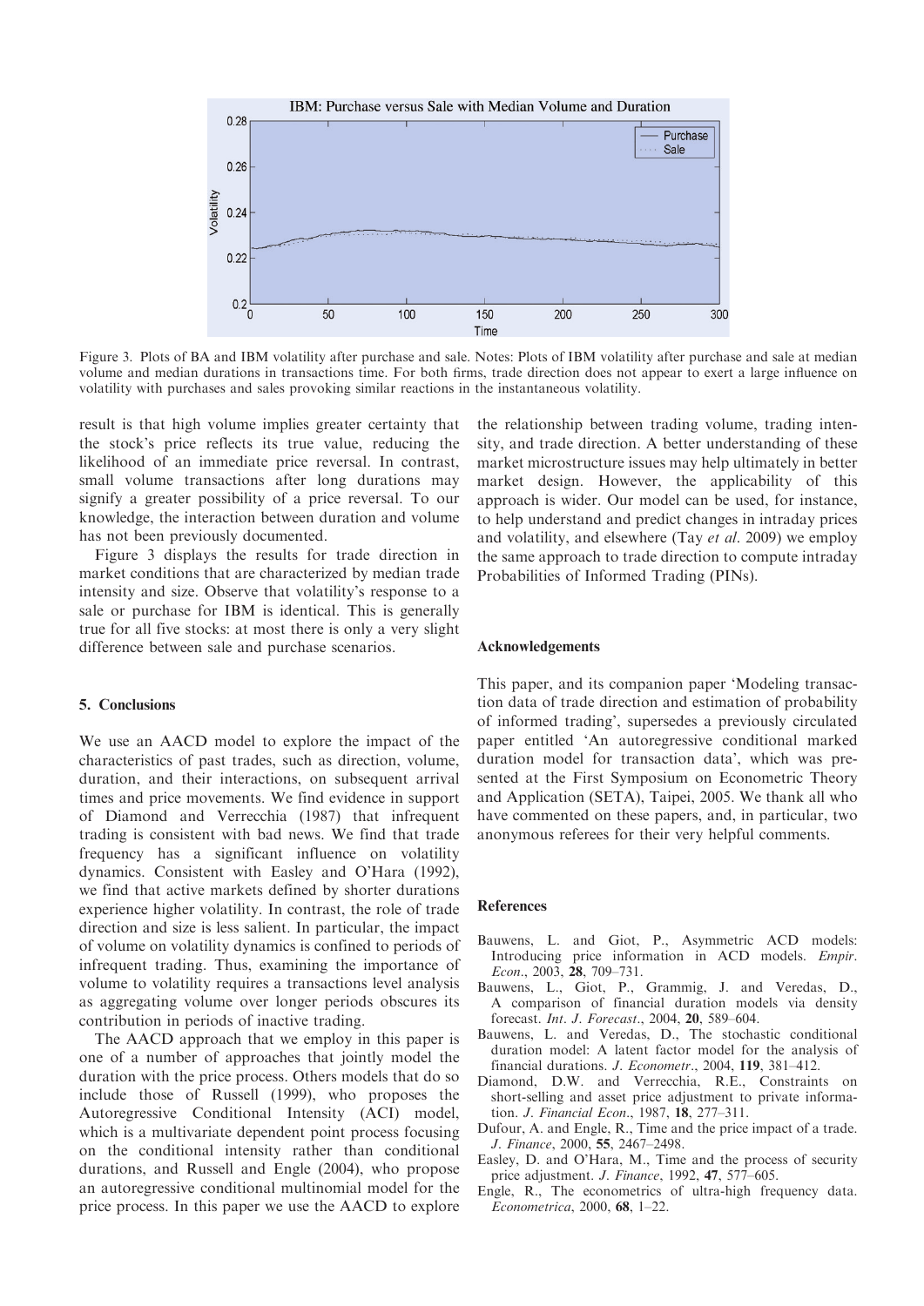IBM: Purchase versus Sale with Median Volume and Duration

Volatility

0.28

0.26

0.24

0.22

0.2

0

50

100

150

200

250

300

Time

Purchase

Sale

Figure 3. Plots of BA and IBM volatility after purchase and sale. Notes: Plots of IBM volatility after purchase and sale at median volume and median durations in transactions time. For both firms, trade direction does not appear to exert a large influence on volatility with purchases and sales provoking similar reactions in the instantaneous volatility.

result is that high volume implies greater certainty that the stock's price reflects its true value, reducing the likelihood of an immediate price reversal. In contrast, small volume transactions after long durations may signify a greater possibility of a price reversal. To our knowledge, the interaction between duration and volume has not been previously documented.

Figure 3 displays the results for trade direction in market conditions that are characterized by median trade intensity and size. Observe that volatility's response to a sale or purchase for IBM is identical. This is generally true for all five stocks: at most there is only a very slight difference between sale and purchase scenarios.

## 5. Conclusions

We use an AACD model to explore the impact of the characteristics of past trades, such as direction, volume, duration, and their interactions, on subsequent arrival times and price movements. We find evidence in support of Diamond and Verrecchia (1987) that infrequent trading is consistent with bad news. We find that trade frequency has a significant influence on volatility dynamics. Consistent with Easley and O'Hara (1992), we find that active markets defined by shorter durations experience higher volatility. In contrast, the role of trade direction and size is less salient. In particular, the impact of volume on volatility dynamics is confined to periods of infrequent trading. Thus, examining the importance of volume to volatility requires a transactions level analysis as aggregating volume over longer periods obscures its contribution in periods of inactive trading.

The AACD approach that we employ in this paper is one of a number of approaches that jointly model the duration with the price process. Others models that do so include those of Russell (1999), who proposes the Autoregressive Conditional Intensity (ACI) model, which is a multivariate dependent point process focusing on the conditional intensity rather than conditional durations, and Russell and Engle (2004), who propose an autoregressive conditional multinomial model for the price process. In this paper we use the AACD to explore the relationship between trading volume, trading intensity, and trade direction. A better understanding of these market microstructure issues may help ultimately in better market design. However, the applicability of this approach is wider. Our model can be used, for instance, to help understand and predict changes in intraday prices and volatility, and elsewhere (Tay *et al.* 2009) we employ the same approach to trade direction to compute intraday Probabilities of Informed Trading (PINs).

## Acknowledgements

This paper, and its companion paper 'Modeling transaction data of trade direction and estimation of probability of informed trading', supersedes a previously circulated paper entitled 'An autoregressive conditional marked duration model for transaction data', which was presented at the First Symposium on Econometric Theory and Application (SETA), Taipei, 2005. We thank all who have commented on these papers, and, in particular, two anonymous referees for their very helpful comments.

## References

- Bauwens, L. and Giot, P., Asymmetric ACD models: Introducing price information in ACD models. *Empir. Econ.*, 2003, **28**, 709–731.
- Bauwens, L., Giot, P., Grammig, J. and Veredas, D., A comparison of financial duration models via density forecast. *Int. J. Forecast.*, 2004, **20**, 589–604.
- Bauwens, L. and Veredas, D., The stochastic conditional duration model: A latent factor model for the analysis of financial durations. *J. Econometr.*, 2004, **119**, 381–412.
- Diamond, D.W. and Verrecchia, R.E., Constraints on short-selling and asset price adjustment to private information. *J. Financial Econ.*, 1987, **18**, 277–311.
- Dufour, A. and Engle, R., Time and the price impact of a trade. *J. Finance*, 2000, **55**, 2467–2498.
- Easley, D. and O'Hara, M., Time and the process of security price adjustment. *J. Finance*, 1992, **47**, 577–605.
- Engle, R., The econometrics of ultra-high frequency data. *Econometrica*, 2000, **68**, 1–22.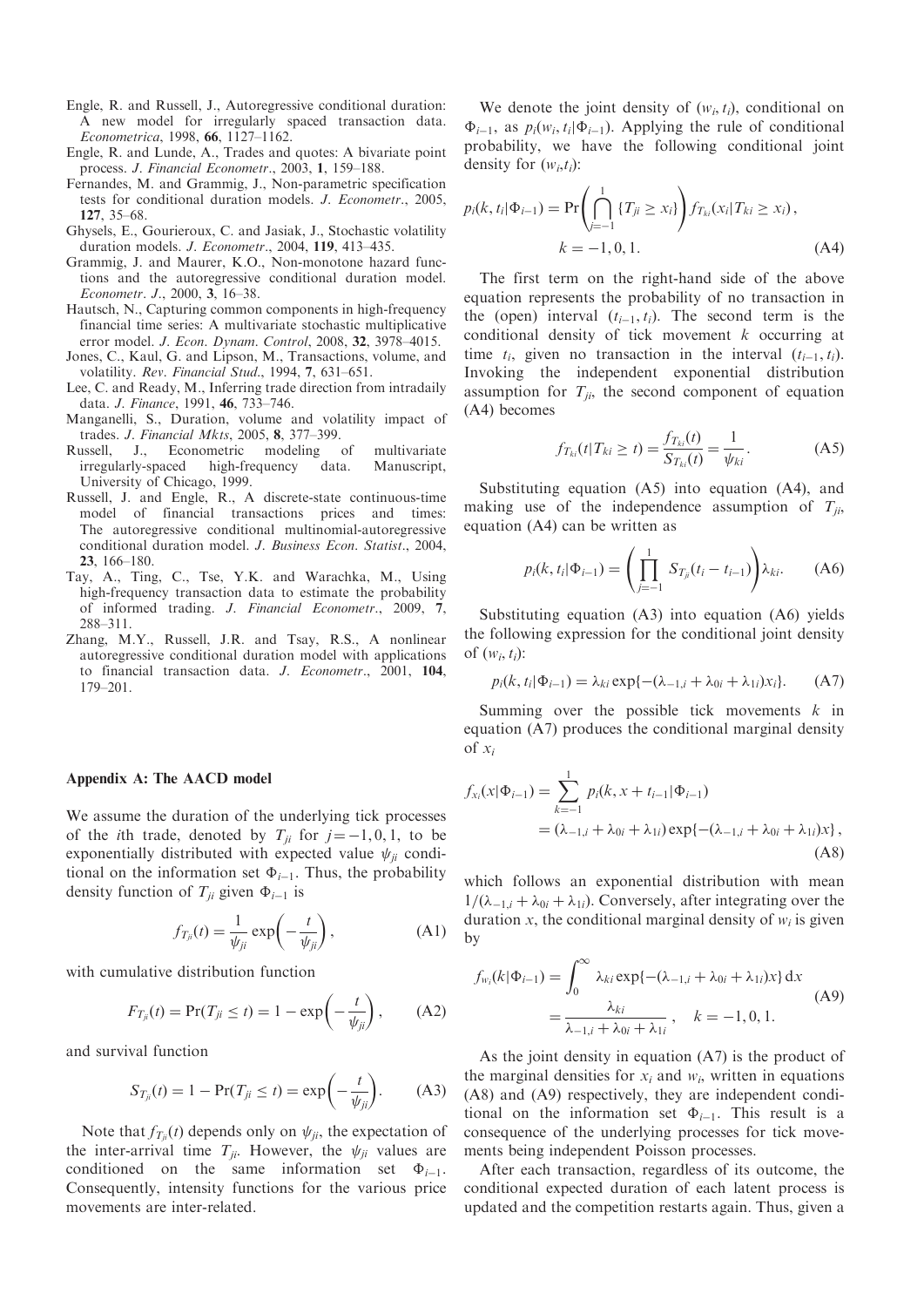Engle, R. and Russell, J., Autoregressive conditional duration: A new model for irregularly spaced transaction data. *Econometrica*, 1998, **66**, 1127–1162.

Engle, R. and Lunde, A., Trades and quotes: A bivariate point process. *J. Financial Econometr*., 2003, **1**, 159–188.

Fernandes, M. and Grammig, J., Non-parametric specification tests for conditional duration models. *J. Econometr*., 2005, **127**, 35–68.

Ghysels, E., Gourieroux, C. and Jasiak, J., Stochastic volatility duration models. *J. Econometr*., 2004, **119**, 413–435.

Grammig, J. and Maurer, K.O., Non-monotone hazard functions and the autoregressive conditional duration model. *Econometr. J*., 2000, **3**, 16–38.

Hautsch, N., Capturing common components in high-frequency financial time series: A multivariate stochastic multiplicative error model. *J. Econ. Dynam. Control*, 2008, **32**, 3978–4015.

Jones, C., Kaul, G. and Lipson, M., Transactions, volume, and volatility. *Rev. Financial Stud*., 1994, **7**, 631–651.

Lee, C. and Ready, M., Inferring trade direction from intradaily data. *J. Finance*, 1991, **46**, 733–746.

Manganelli, S., Duration, volume and volatility impact of trades. *J. Financial Mkts*, 2005, **8**, 377–399.

Russell, J., Econometric modeling of multivariate irregularly-spaced high-frequency data. Manuscript, University of Chicago, 1999.

Russell, J. and Engle, R., A discrete-state continuous-time model of financial transactions prices and times: The autoregressive conditional multinomial-autoregressive conditional duration model. *J. Business Econ. Statist*., 2004, **23**, 166–180.

Tay, A., Ting, C., Tse, Y.K. and Warachka, M., Using high-frequency transaction data to estimate the probability of informed trading. *J. Financial Econometr*., 2009, **7**, 288–311.

Zhang, M.Y., Russell, J.R. and Tsay, R.S., A nonlinear autoregressive conditional duration model with applications to financial transaction data. *J. Econometr*., 2001, **104**, 179–201.

## Appendix A: The AACD model

We assume the duration of the underlying tick processes of the $i$th trade, denoted by $T_{ji}$ for $j = -1, 0, 1$, to be exponentially distributed with expected value $\psi_{ji}$ conditional on the information set $\Phi_{i-1}$. Thus, the probability density function of $T_{ji}$ given $\Phi_{i-1}$ is

$$f_{T_{ji}}(t) = \frac{1}{\psi_{ji}} \exp\left(-\frac{t}{\psi_{ji}}\right), \tag{A1}$$

with cumulative distribution function

$$F_{T_{ji}}(t) = \Pr(T_{ji} \leq t) = 1 - \exp\left(-\frac{t}{\psi_{ji}}\right), \tag{A2}$$

and survival function

$$S_{T_{ji}}(t) = 1 - \Pr(T_{ji} \leq t) = \exp\left(-\frac{t}{\psi_{ji}}\right). \tag{A3}$$

Note that $f_{T_{ji}}(t)$ depends only on $\psi_{ji}$, the expectation of the inter-arrival time $T_{ji}$. However, the $\psi_{ji}$ values are conditioned on the same information set $\Phi_{i-1}$. Consequently, intensity functions for the various price movements are inter-related.

We denote the joint density of $(w_i, t_i)$, conditional on $\Phi_{i-1}$, as $p_i(w_i, t_i|\Phi_{i-1})$. Applying the rule of conditional probability, we have the following conditional joint density for $(w_i, t_i)$:

$$p_i(k, t_i|\Phi_{i-1}) = \Pr\left(\bigcap_{j=-1}^{1} \{T_{ji} \geq x_i\}\right) f_{T_{ki}}(x_i|T_{ki} \geq x_i), \quad k = -1, 0, 1. \tag{A4}$$

The first term on the right-hand side of the above equation represents the probability of no transaction in the (open) interval $(t_{i-1}, t_i)$. The second term is the conditional density of tick movement $k$ occurring at time $t_i$, given no transaction in the interval $(t_{i-1}, t_i)$. Invoking the independent exponential distribution assumption for $T_{ji}$, the second component of equation (A4) becomes

$$f_{T_{ki}}(t|T_{ki} \geq t) = \frac{f_{T_{ki}}(t)}{S_{T_{ki}}(t)} = \frac{1}{\psi_{ki}}. \tag{A5}$$

Substituting equation (A5) into equation (A4), and making use of the independence assumption of $T_{ji}$, equation (A4) can be written as

$$p_i(k, t_i|\Phi_{i-1}) = \left(\prod_{j=-1}^{1} S_{T_{ji}}(t_i - t_{i-1})\right) \lambda_{ki}. \tag{A6}$$

Substituting equation (A3) into equation (A6) yields the following expression for the conditional joint density of $(w_i, t_i)$:

$$p_i(k, t_i|\Phi_{i-1}) = \lambda_{ki} \exp\{-(\lambda_{-1,i} + \lambda_{0i} + \lambda_{1i})x_i\}. \tag{A7}$$

Summing over the possible tick movements $k$ in equation (A7) produces the conditional marginal density of $x_i$

$$\begin{aligned} f_{x_i}(x|\Phi_{i-1}) &= \sum_{k=-1}^{1} p_i(k, x + t_{i-1}|\Phi_{i-1}) \\ &= (\lambda_{-1,i} + \lambda_{0i} + \lambda_{1i}) \exp\{-(\lambda_{-1,i} + \lambda_{0i} + \lambda_{1i})x\}, \end{aligned} \tag{A8}$$

which follows an exponential distribution with mean $1/(\lambda_{-1,i} + \lambda_{0i} + \lambda_{1i})$. Conversely, after integrating over the duration $x$, the conditional marginal density of $w_i$ is given by

$$\begin{aligned} f_{w_i}(k|\Phi_{i-1}) &= \int_0^{\infty} \lambda_{ki} \exp\{-(\lambda_{-1,i} + \lambda_{0i} + \lambda_{1i})x\}\, dx \\ &= \frac{\lambda_{ki}}{\lambda_{-1,i} + \lambda_{0i} + \lambda_{1i}}, \quad k = -1, 0, 1. \end{aligned} \tag{A9}$$

As the joint density in equation (A7) is the product of the marginal densities for $x_i$ and $w_i$, written in equations (A8) and (A9) respectively, they are independent conditional on the information set $\Phi_{i-1}$. This result is a consequence of the underlying processes for tick movements being independent Poisson processes.

After each transaction, regardless of its outcome, the conditional expected duration of each latent process is updated and the competition restarts again. Thus, given a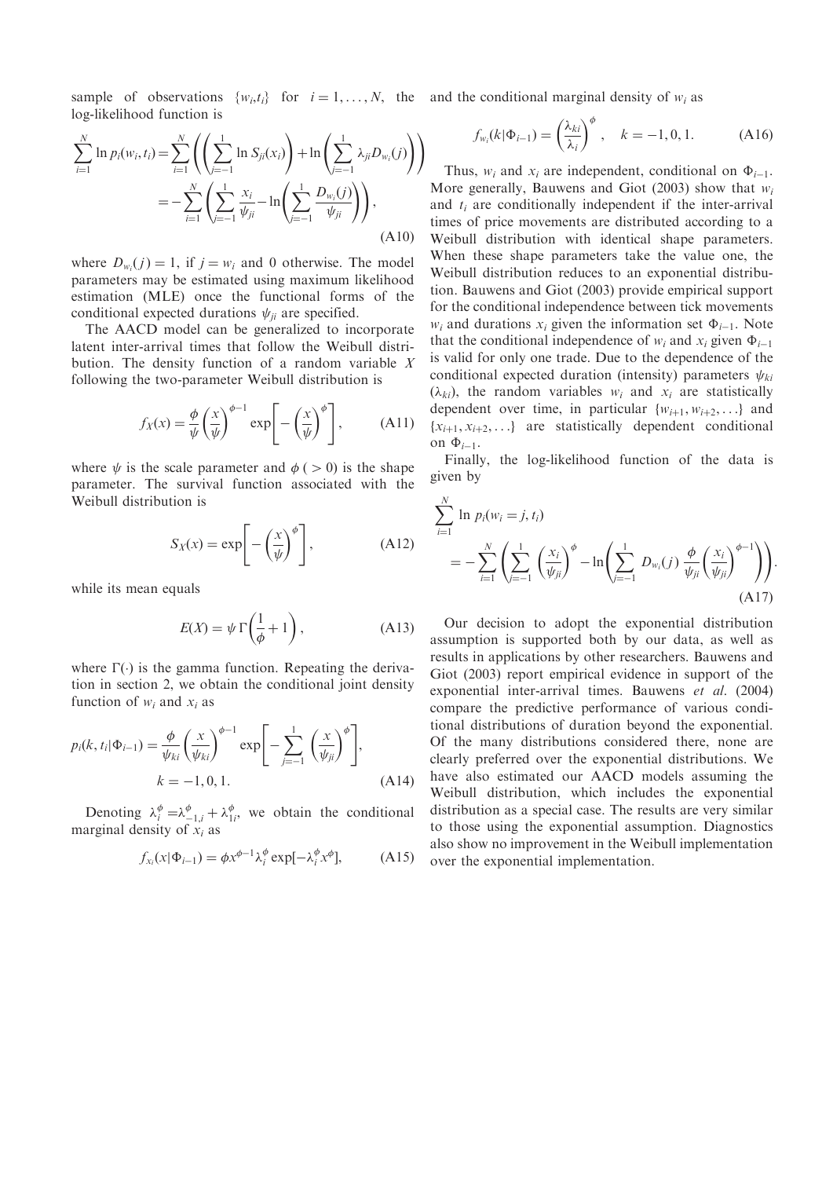sample of observations $\{w_i, t_i\}$ for $i = 1, \ldots, N$, the log-likelihood function is

$$\sum_{i=1}^{N} \ln p_i(w_i, t_i) = \sum_{i=1}^{N} \left( \left( \sum_{j=-1}^{1} \ln S_{ji}(x_i) \right) + \ln \left( \sum_{j=-1}^{1} \lambda_{ji} D_{w_i}(j) \right) \right)$$
$$= -\sum_{i=1}^{N} \left( \sum_{j=-1}^{1} \frac{x_i}{\psi_{ji}} - \ln \left( \sum_{j=-1}^{1} \frac{D_{w_i}(j)}{\psi_{ji}} \right) \right), \quad \text{(A10)}$$

where $D_{w_i}(j) = 1$, if $j = w_i$ and 0 otherwise. The model parameters may be estimated using maximum likelihood estimation (MLE) once the functional forms of the conditional expected durations $\psi_{ji}$ are specified.

The AACD model can be generalized to incorporate latent inter-arrival times that follow the Weibull distribution. The density function of a random variable $X$ following the two-parameter Weibull distribution is

$$f_X(x) = \frac{\phi}{\psi} \left( \frac{x}{\psi} \right)^{\phi - 1} \exp\left[ -\left( \frac{x}{\psi} \right)^{\phi} \right], \quad \text{(A11)}$$

where $\psi$ is the scale parameter and $\phi$ ($> 0$) is the shape parameter. The survival function associated with the Weibull distribution is

$$S_X(x) = \exp\left[ -\left( \frac{x}{\psi} \right)^{\phi} \right], \quad \text{(A12)}$$

while its mean equals

$$E(X) = \psi \, \Gamma\left( \frac{1}{\phi} + 1 \right), \quad \text{(A13)}$$

where $\Gamma(\cdot)$ is the gamma function. Repeating the derivation in section 2, we obtain the conditional joint density function of $w_i$ and $x_i$ as

$$p_i(k, t_i | \Phi_{i-1}) = \frac{\phi}{\psi_{ki}} \left( \frac{x}{\psi_{ki}} \right)^{\phi - 1} \exp\left[ -\sum_{j=-1}^{1} \left( \frac{x}{\psi_{ji}} \right)^{\phi} \right],$$
$$k = -1, 0, 1. \quad \text{(A14)}$$

Denoting $\lambda_i^{\phi} = \lambda_{-1,i}^{\phi} + \lambda_{1i}^{\phi}$, we obtain the conditional marginal density of $x_i$ as

$$f_{x_i}(x | \Phi_{i-1}) = \phi x^{\phi - 1} \lambda_i^{\phi} \exp[-\lambda_i^{\phi} x^{\phi}], \quad \text{(A15)}$$

and the conditional marginal density of $w_i$ as

$$f_{w_i}(k | \Phi_{i-1}) = \left( \frac{\lambda_{ki}}{\lambda_i} \right)^{\phi}, \quad k = -1, 0, 1. \quad \text{(A16)}$$

Thus, $w_i$ and $x_i$ are independent, conditional on $\Phi_{i-1}$. More generally, Bauwens and Giot (2003) show that $w_i$ and $t_i$ are conditionally independent if the inter-arrival times of price movements are distributed according to a Weibull distribution with identical shape parameters. When these shape parameters take the value one, the Weibull distribution reduces to an exponential distribution. Bauwens and Giot (2003) provide empirical support for the conditional independence between tick movements $w_i$ and durations $x_i$ given the information set $\Phi_{i-1}$. Note that the conditional independence of $w_i$ and $x_i$ given $\Phi_{i-1}$ is valid for only one trade. Due to the dependence of the conditional expected duration (intensity) parameters $\psi_{ki}$ ($\lambda_{ki}$), the random variables $w_i$ and $x_i$ are statistically dependent over time, in particular $\{w_{i+1}, w_{i+2}, \ldots\}$ and $\{x_{i+1}, x_{i+2}, \ldots\}$ are statistically dependent conditional on $\Phi_{i-1}$.

Finally, the log-likelihood function of the data is given by

$$\sum_{i=1}^{N} \ln p_i(w_i = j, t_i)$$
$$= -\sum_{i=1}^{N} \left( \sum_{j=-1}^{1} \left( \frac{x_i}{\psi_{ji}} \right)^{\phi} - \ln \left( \sum_{j=-1}^{1} D_{w_i}(j) \frac{\phi}{\psi_{ji}} \left( \frac{x_i}{\psi_{ji}} \right)^{\phi - 1} \right) \right). \quad \text{(A17)}$$

Our decision to adopt the exponential distribution assumption is supported both by our data, as well as results in applications by other researchers. Bauwens and Giot (2003) report empirical evidence in support of the exponential inter-arrival times. Bauwens *et al.* (2004) compare the predictive performance of various conditional distributions of duration beyond the exponential. Of the many distributions considered there, none are clearly preferred over the exponential distributions. We have also estimated our AACD models assuming the Weibull distribution, which includes the exponential distribution as a special case. The results are very similar to those using the exponential assumption. Diagnostics also show no improvement in the Weibull implementation over the exponential implementation.